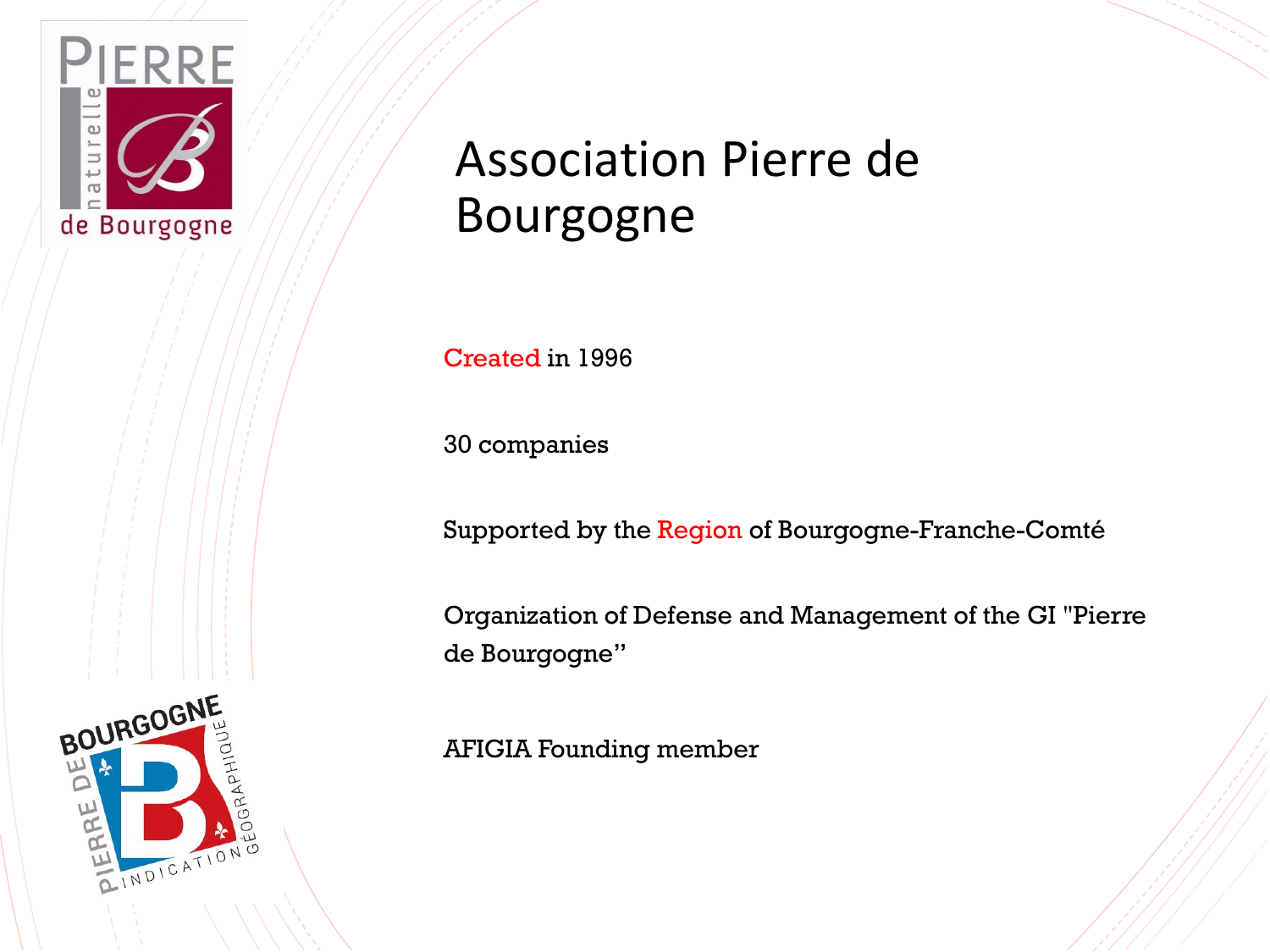# Association Pierre de Bourgogne

Created in 1996

30 companies

Supported by the Region of Bourgogne-Franche-Comté

Organization of Defense and Management of the GI "Pierre de Bourgogne"

AFIGIA Founding member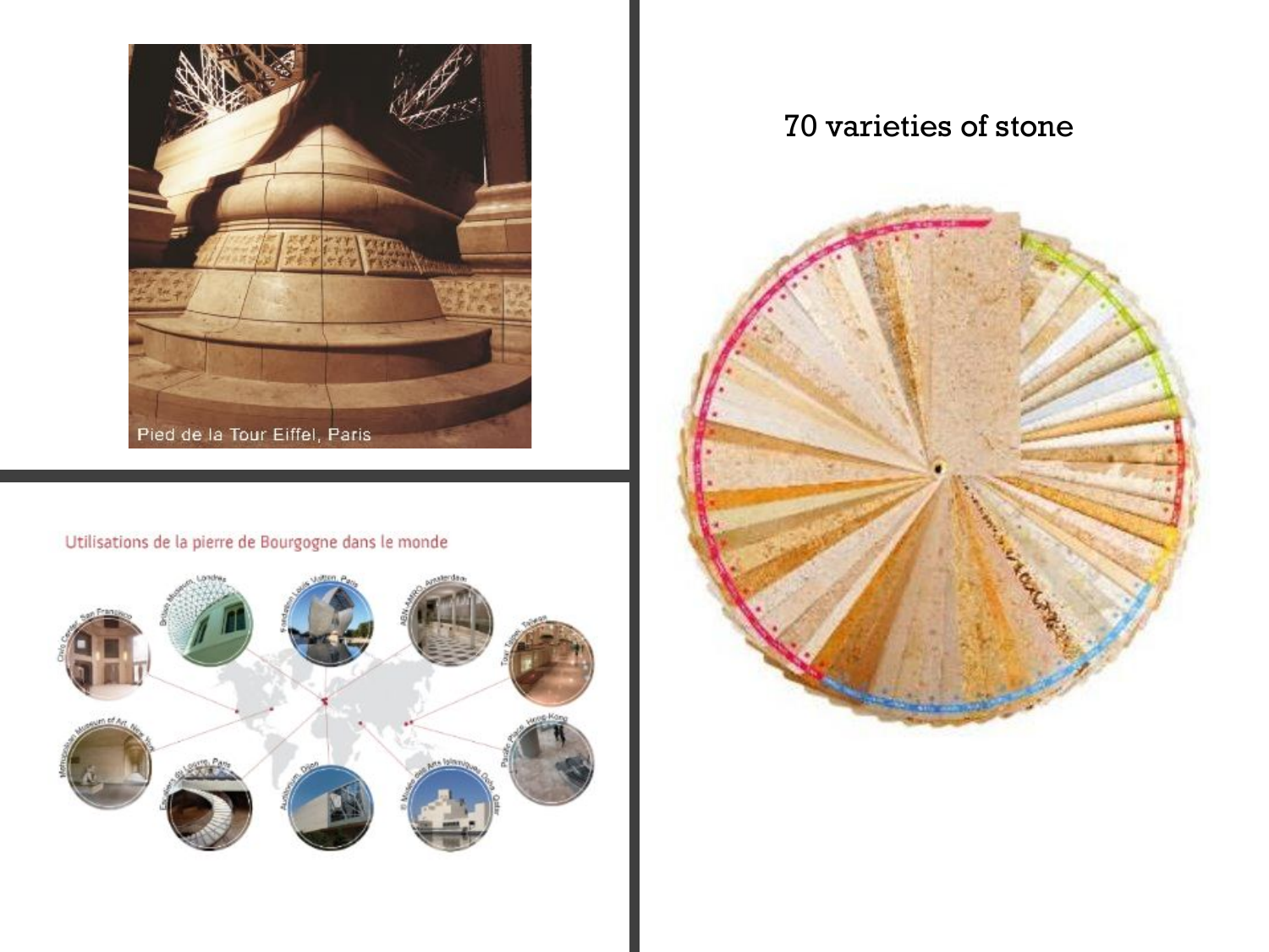Pied de la Tour Eiffel, Paris

Utilisations de la pierre de Bourgogne dans le monde

70 varieties of stone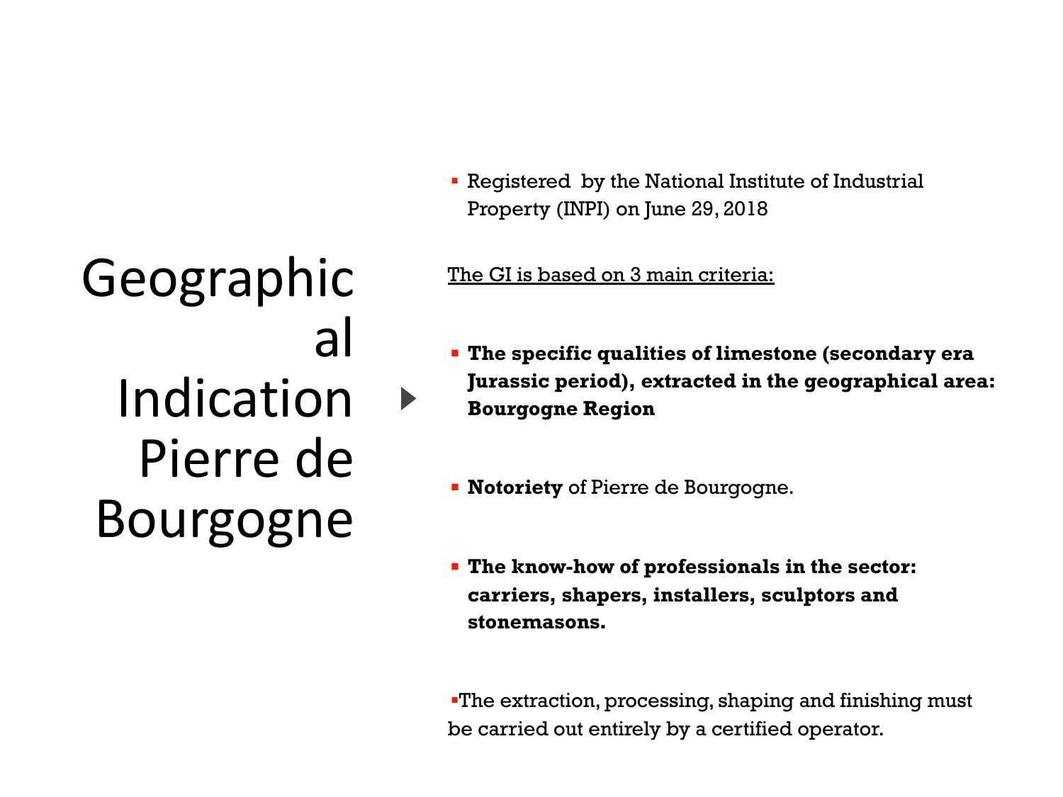# Geographical Indication Pierre de Bourgogne

- Registered by the National Institute of Industrial Property (INPI) on June 29, 2018

<u>The GI is based on 3 main criteria:</u>

- **The specific qualities of limestone (secondary era Jurassic period), extracted in the geographical area: Bourgogne Region**
- **Notoriety** of Pierre de Bourgogne.
- **The know-how of professionals in the sector: carriers, shapers, installers, sculptors and stonemasons.**

- The extraction, processing, shaping and finishing must be carried out entirely by a certified operator.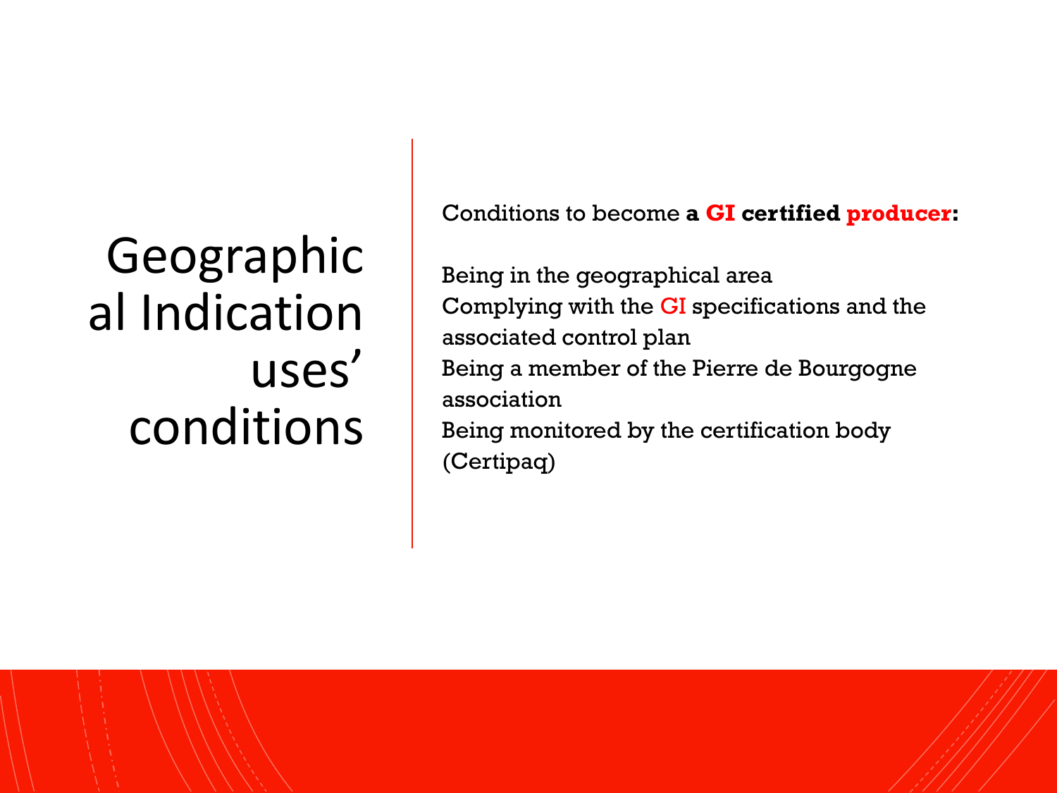# Geographical Indication uses' conditions

Conditions to become **a GI certified producer:**

Being in the geographical area
Complying with the GI specifications and the associated control plan
Being a member of the Pierre de Bourgogne association
Being monitored by the certification body (Certipaq)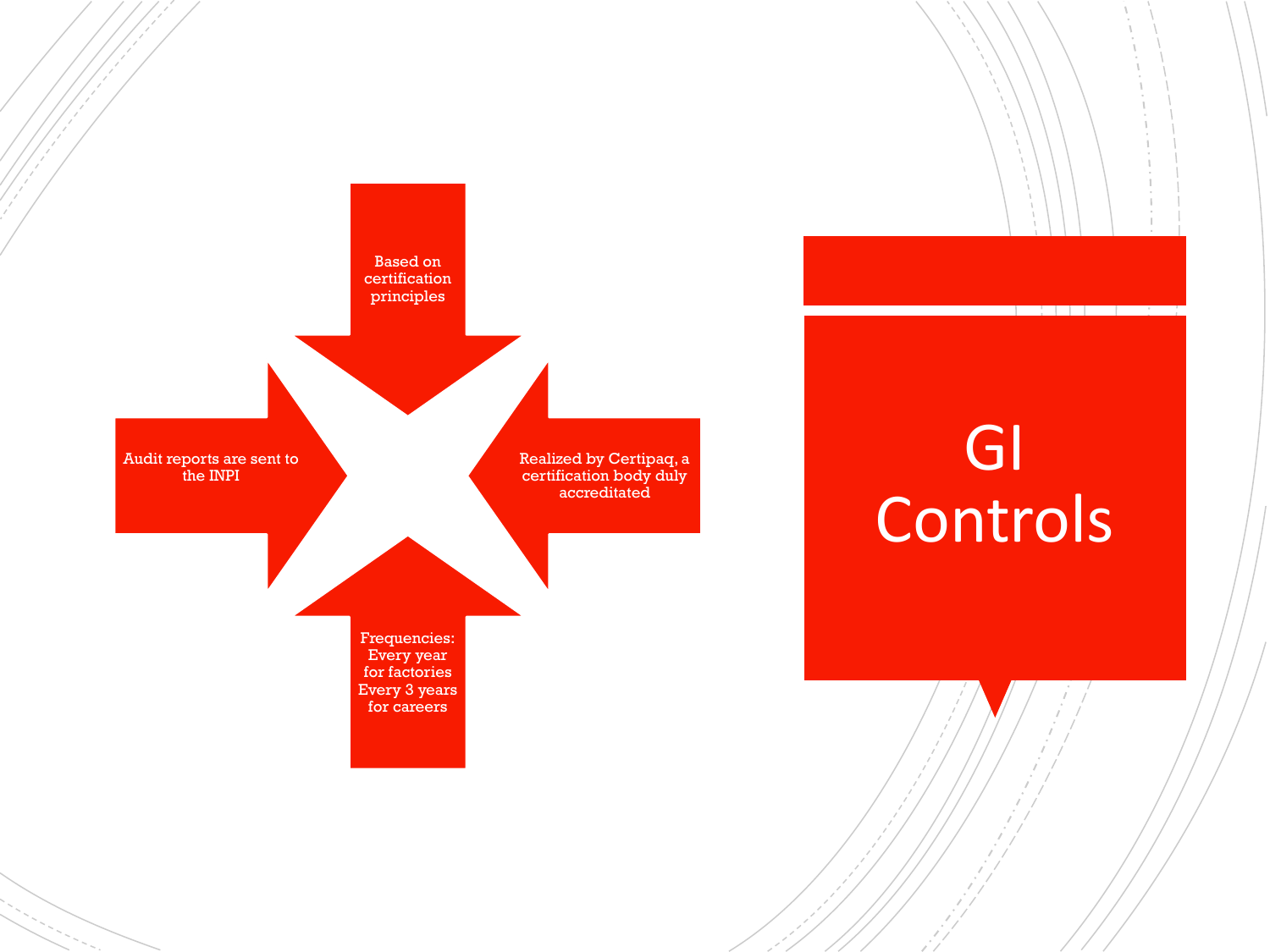# GI Controls

- Based on certification principles
- Realized by Certipaq, a certification body duly accreditated
- Frequencies: Every year for factories Every 3 years for careers
- Audit reports are sent to the INPI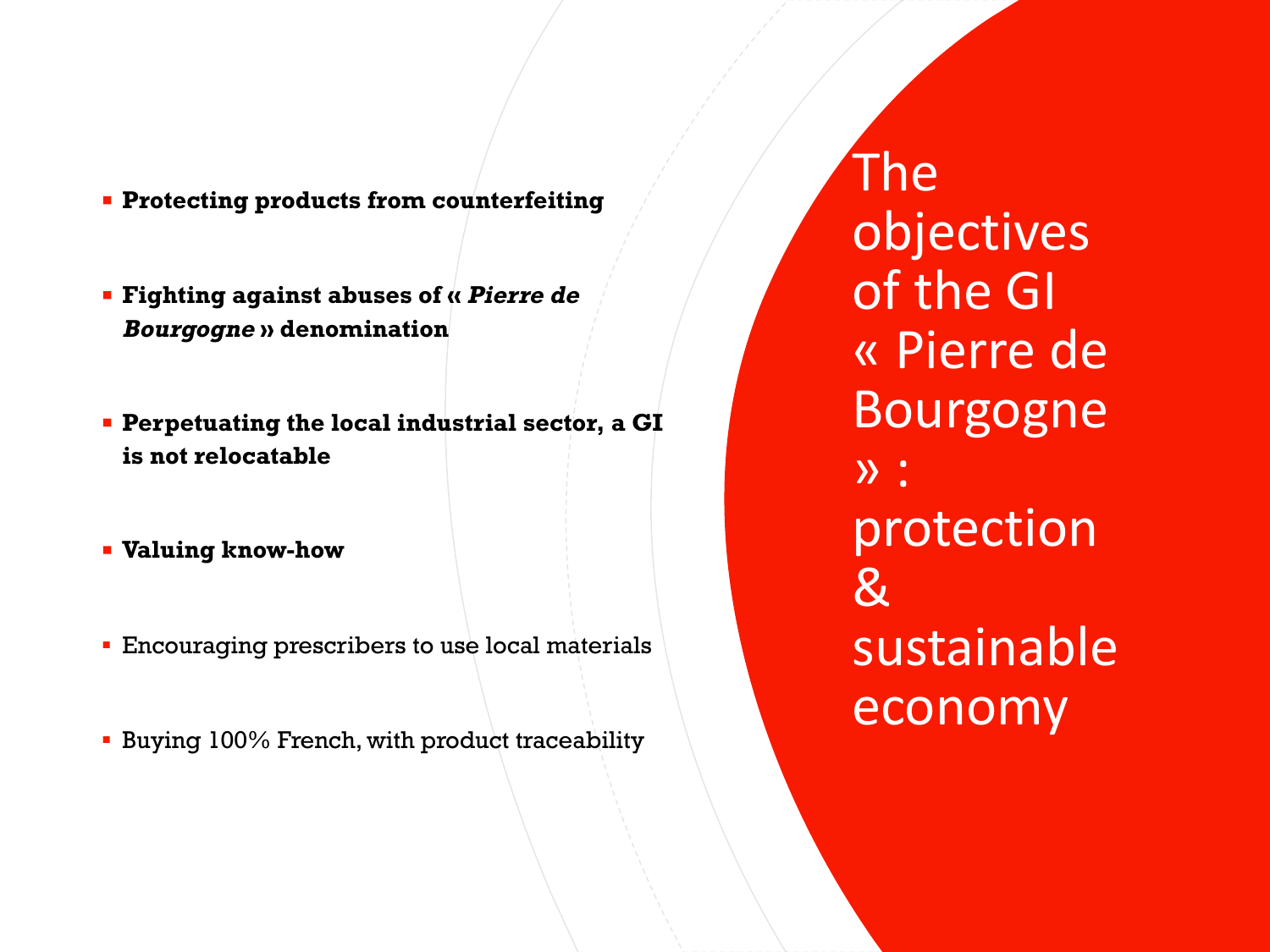# The objectives of the GI « Pierre de Bourgogne » : protection & sustainable economy

- **Protecting products from counterfeiting**
- **Fighting against abuses of « *Pierre de Bourgogne* » denomination**
- **Perpetuating the local industrial sector, a GI is not relocatable**
- **Valuing know-how**
- Encouraging prescribers to use local materials
- Buying 100% French, with product traceability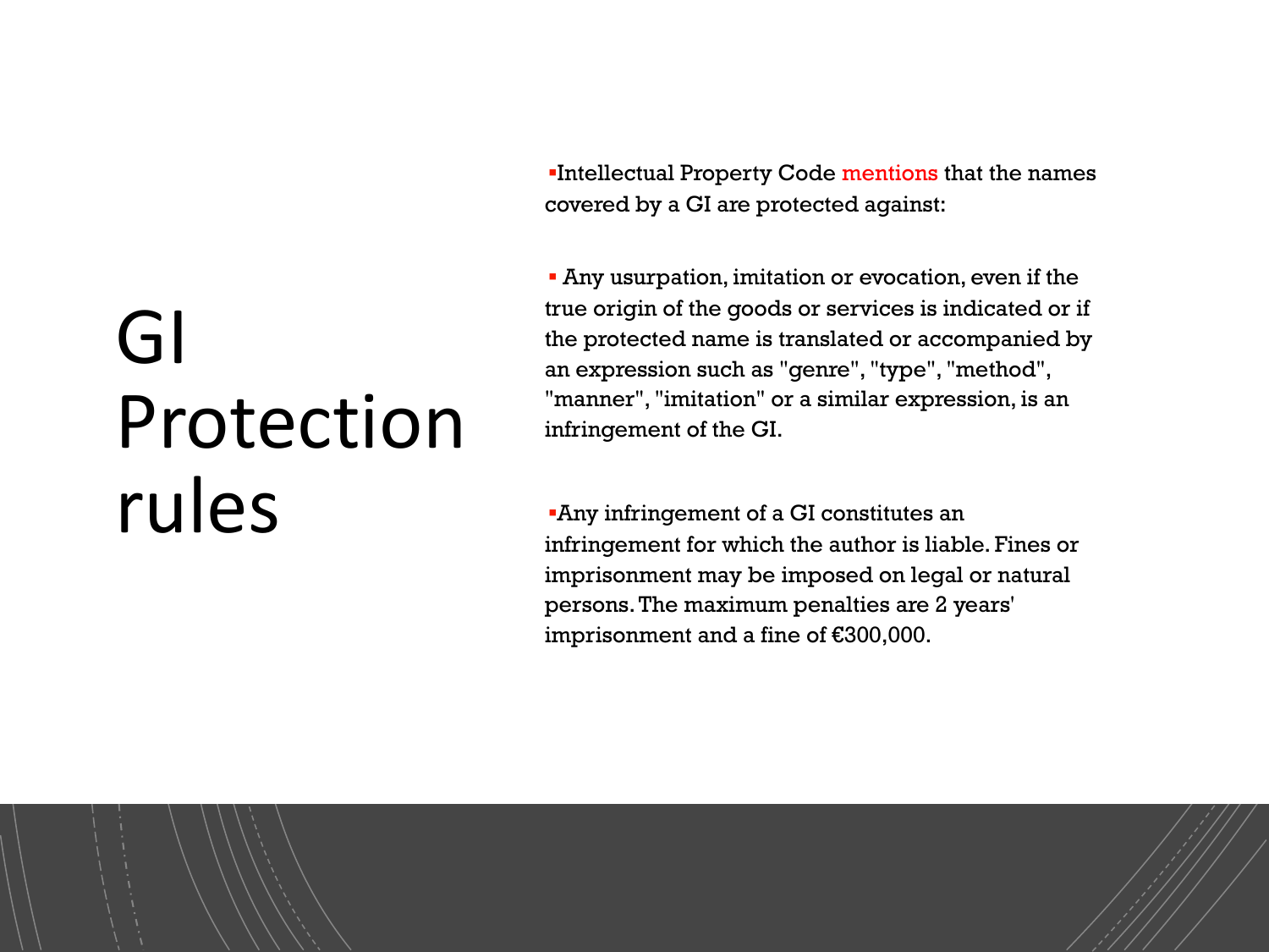# GI Protection rules

- Intellectual Property Code mentions that the names covered by a GI are protected against:

- Any usurpation, imitation or evocation, even if the true origin of the goods or services is indicated or if the protected name is translated or accompanied by an expression such as "genre", "type", "method", "manner", "imitation" or a similar expression, is an infringement of the GI.

- Any infringement of a GI constitutes an infringement for which the author is liable. Fines or imprisonment may be imposed on legal or natural persons. The maximum penalties are 2 years' imprisonment and a fine of €300,000.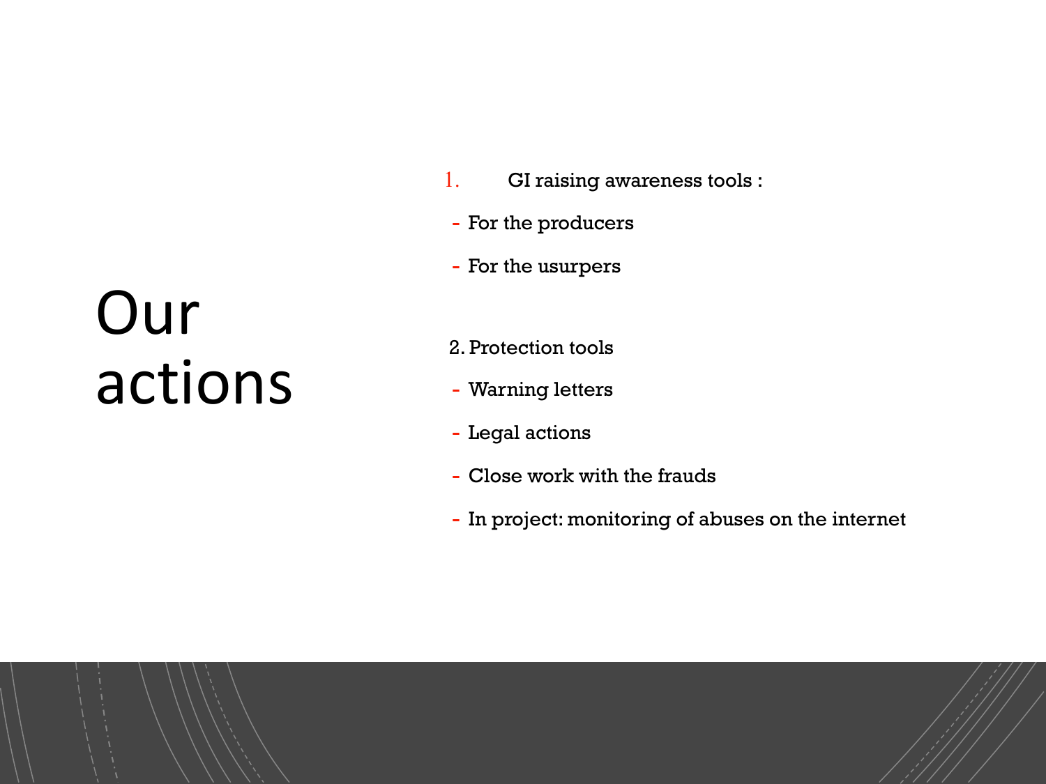# Our actions

1. GI raising awareness tools :
   - For the producers
   - For the usurpers

2. Protection tools
   - Warning letters
   - Legal actions
   - Close work with the frauds
   - In project: monitoring of abuses on the internet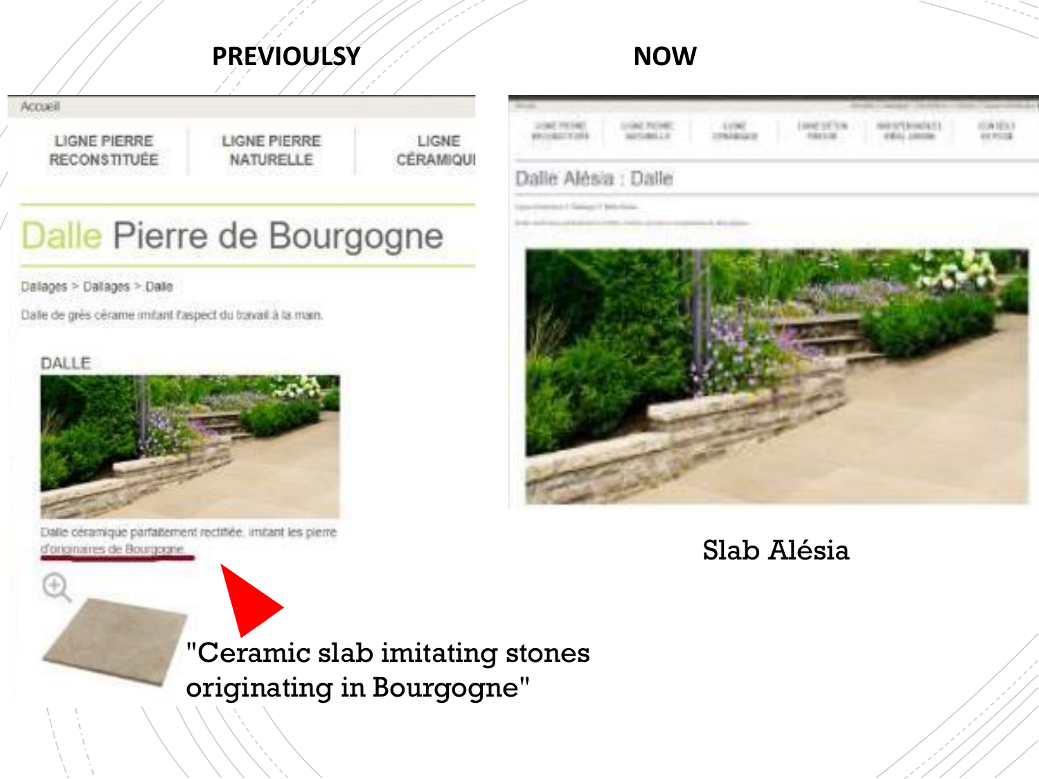**PREVIOULSY**

**NOW**

Accueil

LIGNE PIERRE RECONSTITUÉE | LIGNE PIERRE NATURELLE | LIGNE CÉRAMIQUE

# Dalle Pierre de Bourgogne

Dallages > Dallages > Dalle

Dalle de grès cérame imitant l'aspect du travail à la main.

DALLE

Dalle céramique parfaitement rectifiée, imitant les pierre d'originaires de Bourgogne

"Ceramic slab imitating stones originating in Bourgogne"

Dalle Alésia : Dalle

Slab Alésia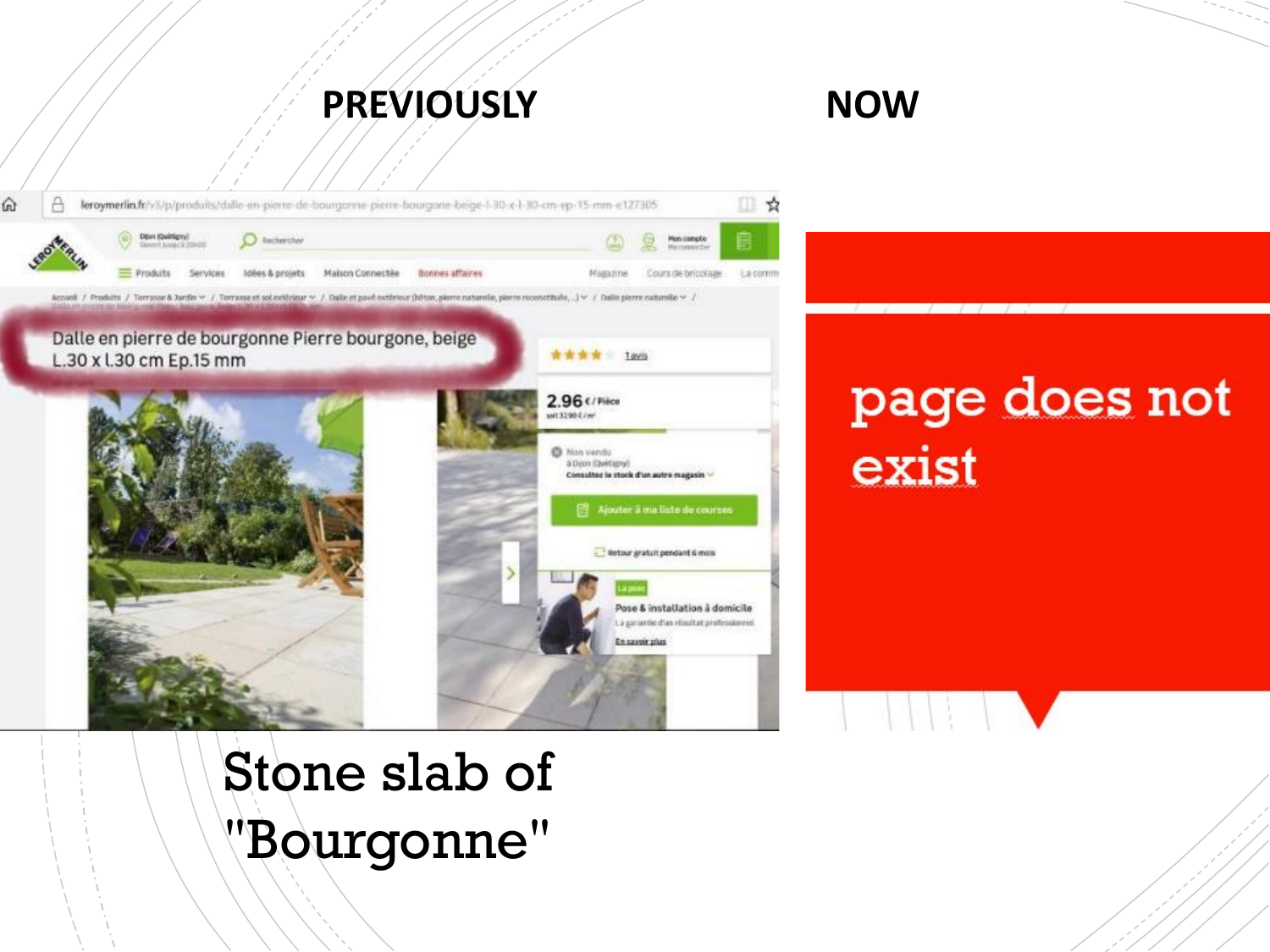**PREVIOUSLY**

**NOW**

Dalle en pierre de bourgonne Pierre bourgone, beige L.30 x l.30 cm Ep.15 mm

page does not exist

Stone slab of "Bourgonne"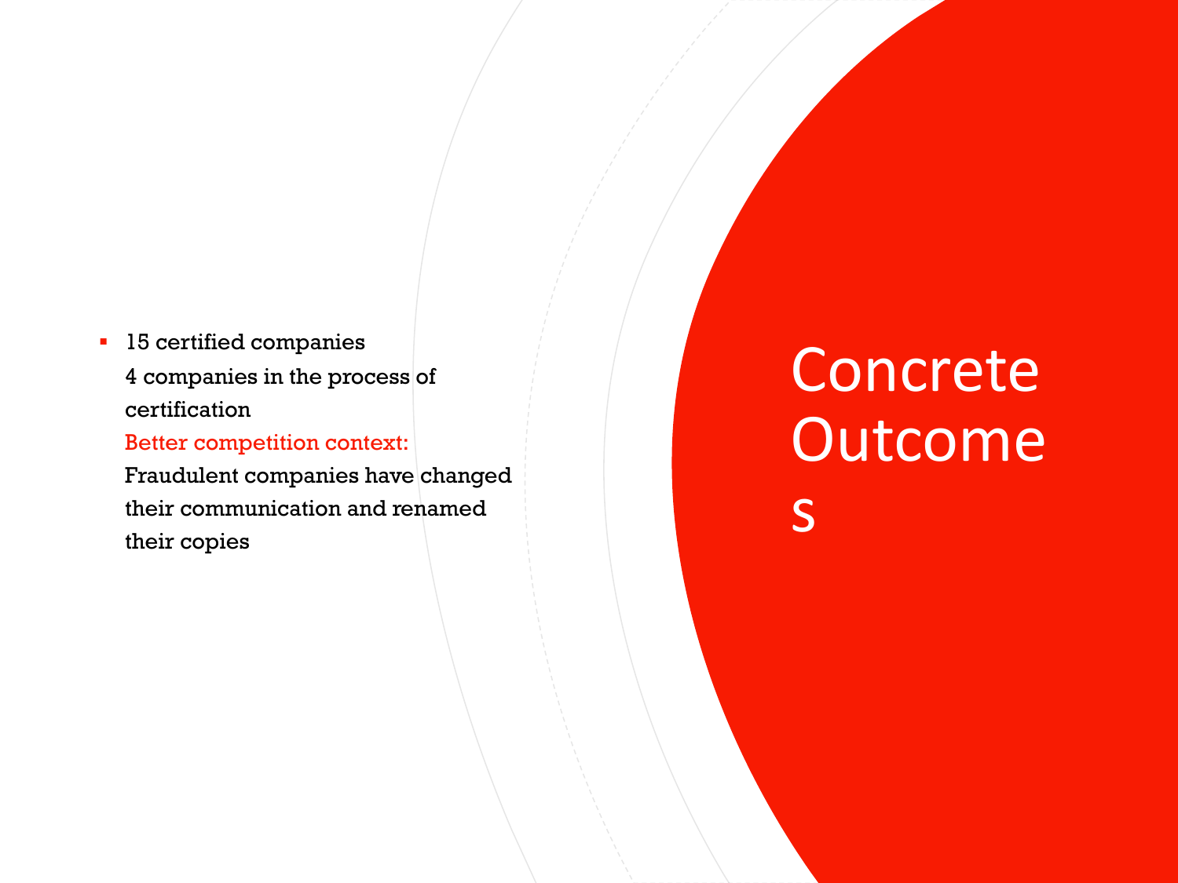# Concrete Outcomes

- 15 certified companies
  4 companies in the process of certification
  Better competition context:
  Fraudulent companies have changed their communication and renamed their copies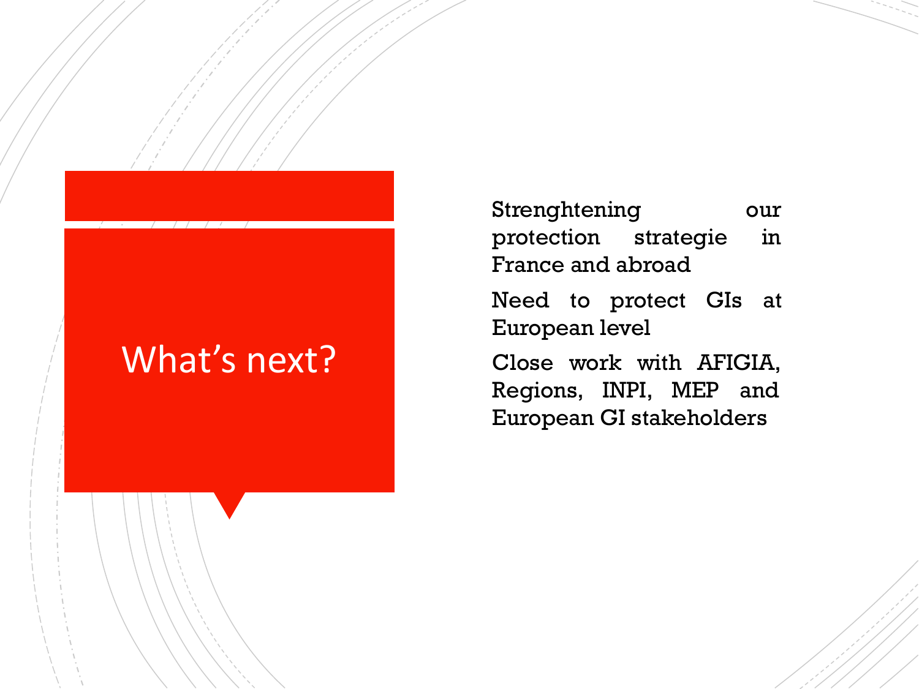# What's next?

Strenghtening our protection strategie in France and abroad

Need to protect GIs at European level

Close work with AFIGIA, Regions, INPI, MEP and European GI stakeholders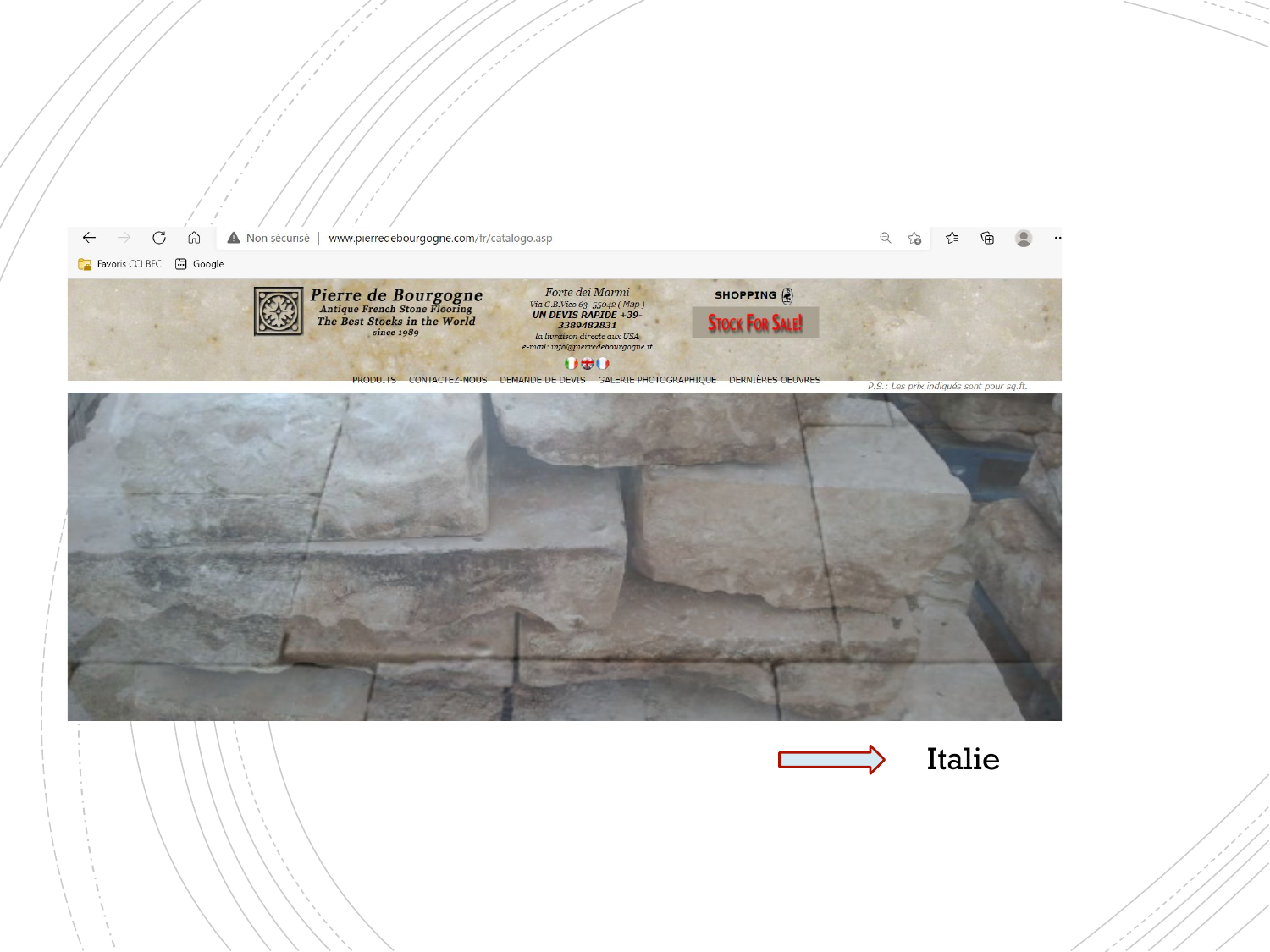Non sécurisé | www.pierredebourgogne.com/fr/catalogo.asp

Favoris CCI BFC Google

Pierre de Bourgogne
Antique French Stone Flooring
The Best Stocks in the World
since 1989

Forte dei Marmi
Via G.B.Vico 63 -55042 ( Map )
UN DEVIS RAPIDE +39-3389482831
la livraison directe aux USA
e-mail: info@pierredebourgogne.it

SHOPPING

Stock For Sale!

PRODUITS CONTACTEZ-NOUS DEMANDE DE DEVIS GALERIE PHOTOGRAPHIQUE DERNIÈRES OEUVRES

P.S.: Les prix indiqués sont pour sq.ft.

Italie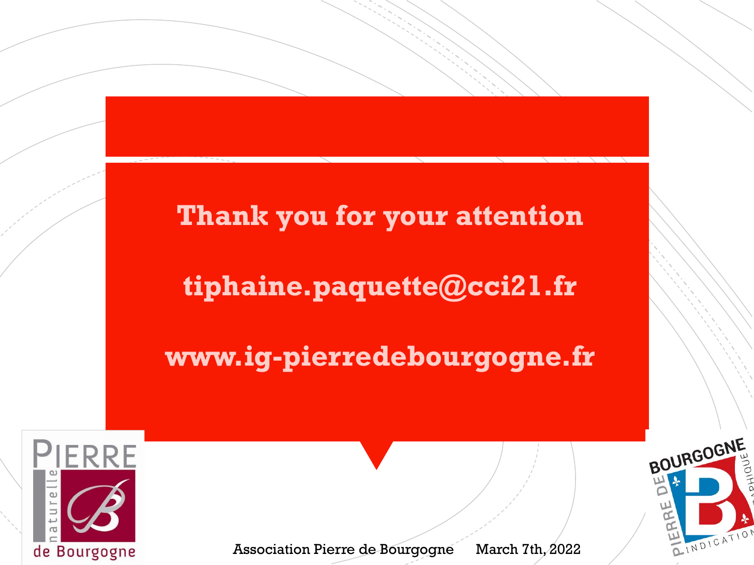**Thank you for your attention**

**tiphaine.paquette@cci21.fr**

**www.ig-pierredebourgogne.fr**

PIERRE naturelle de Bourgogne

BOURGOGNE PIERRE DE INDICATION GÉOGRAPHIQUE

Association Pierre de Bourgogne March 7th, 2022